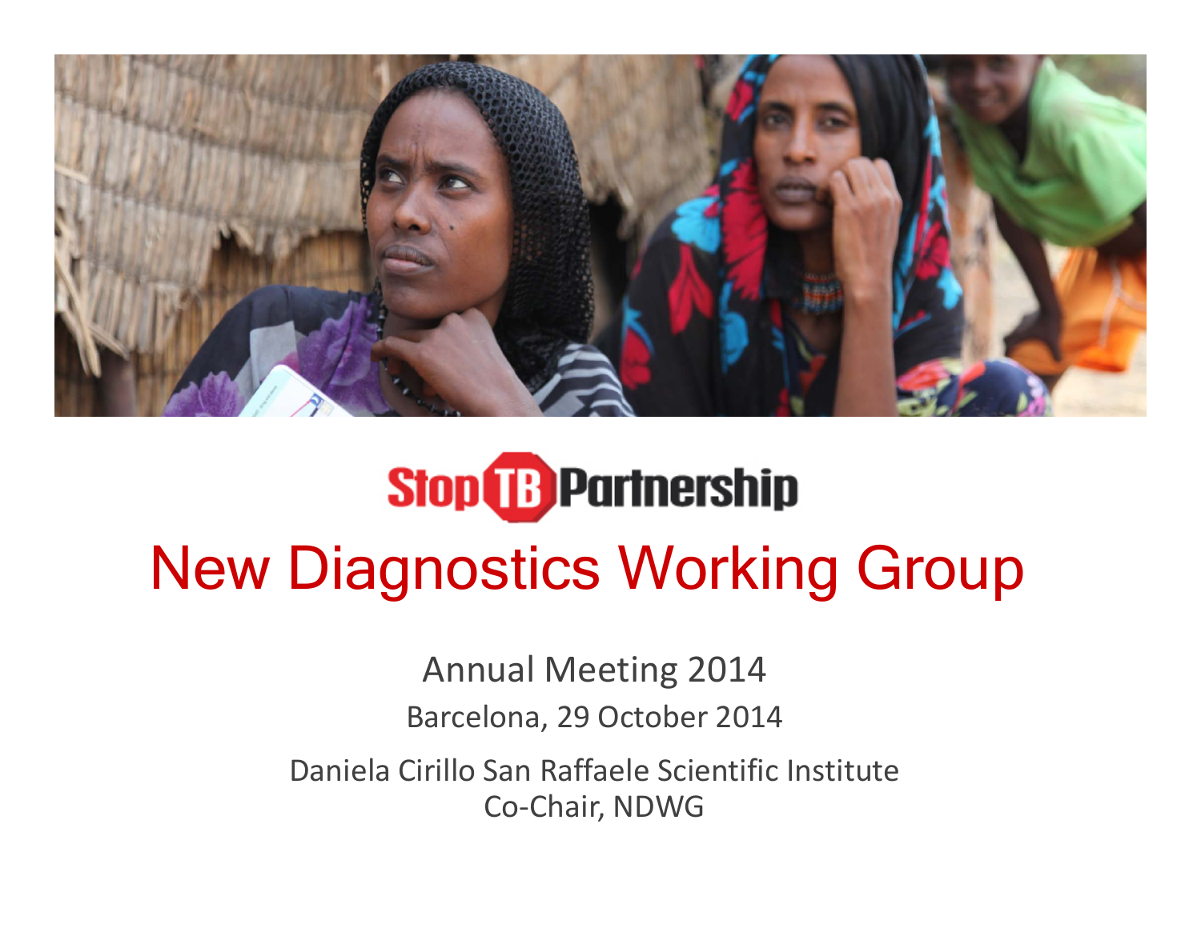Stop TB Partnership

# New Diagnostics Working Group

Annual Meeting 2014

Barcelona, 29 October 2014

Daniela Cirillo San Raffaele Scientific Institute
Co-Chair, NDWG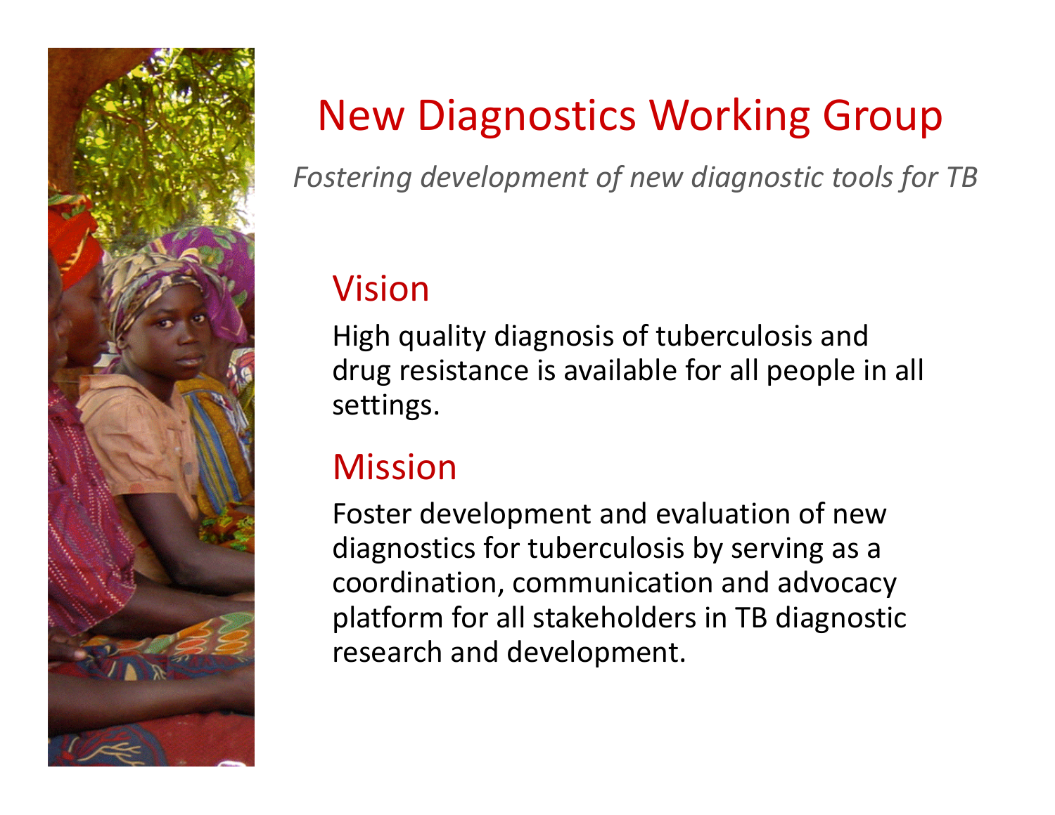# New Diagnostics Working Group

*Fostering development of new diagnostic tools for TB*

## Vision

High quality diagnosis of tuberculosis and drug resistance is available for all people in all settings.

## Mission

Foster development and evaluation of new diagnostics for tuberculosis by serving as a coordination, communication and advocacy platform for all stakeholders in TB diagnostic research and development.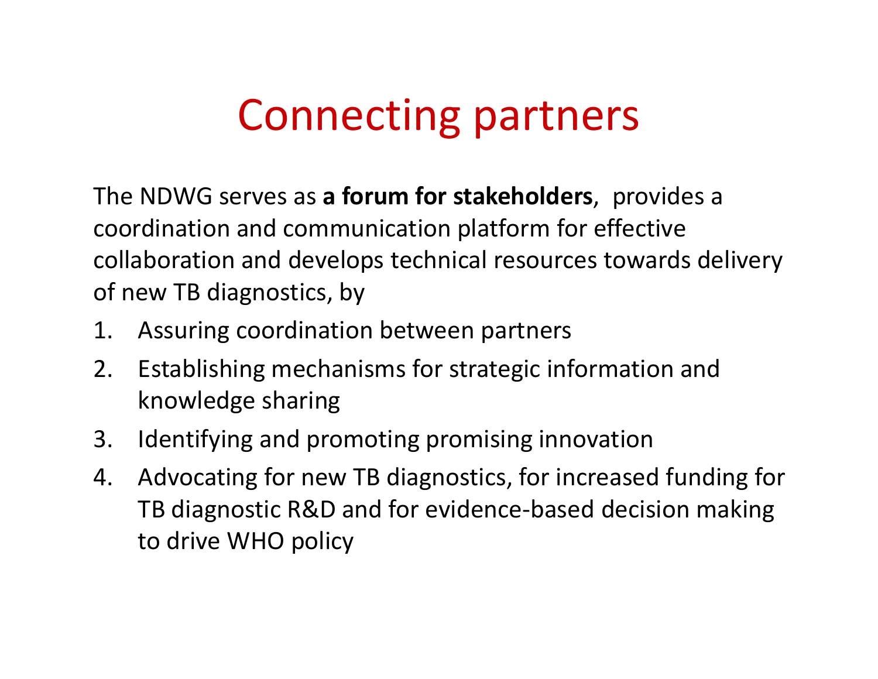# Connecting partners

The NDWG serves as **a forum for stakeholders**, provides a coordination and communication platform for effective collaboration and develops technical resources towards delivery of new TB diagnostics, by

1. Assuring coordination between partners
2. Establishing mechanisms for strategic information and knowledge sharing
3. Identifying and promoting promising innovation
4. Advocating for new TB diagnostics, for increased funding for TB diagnostic R&D and for evidence-based decision making to drive WHO policy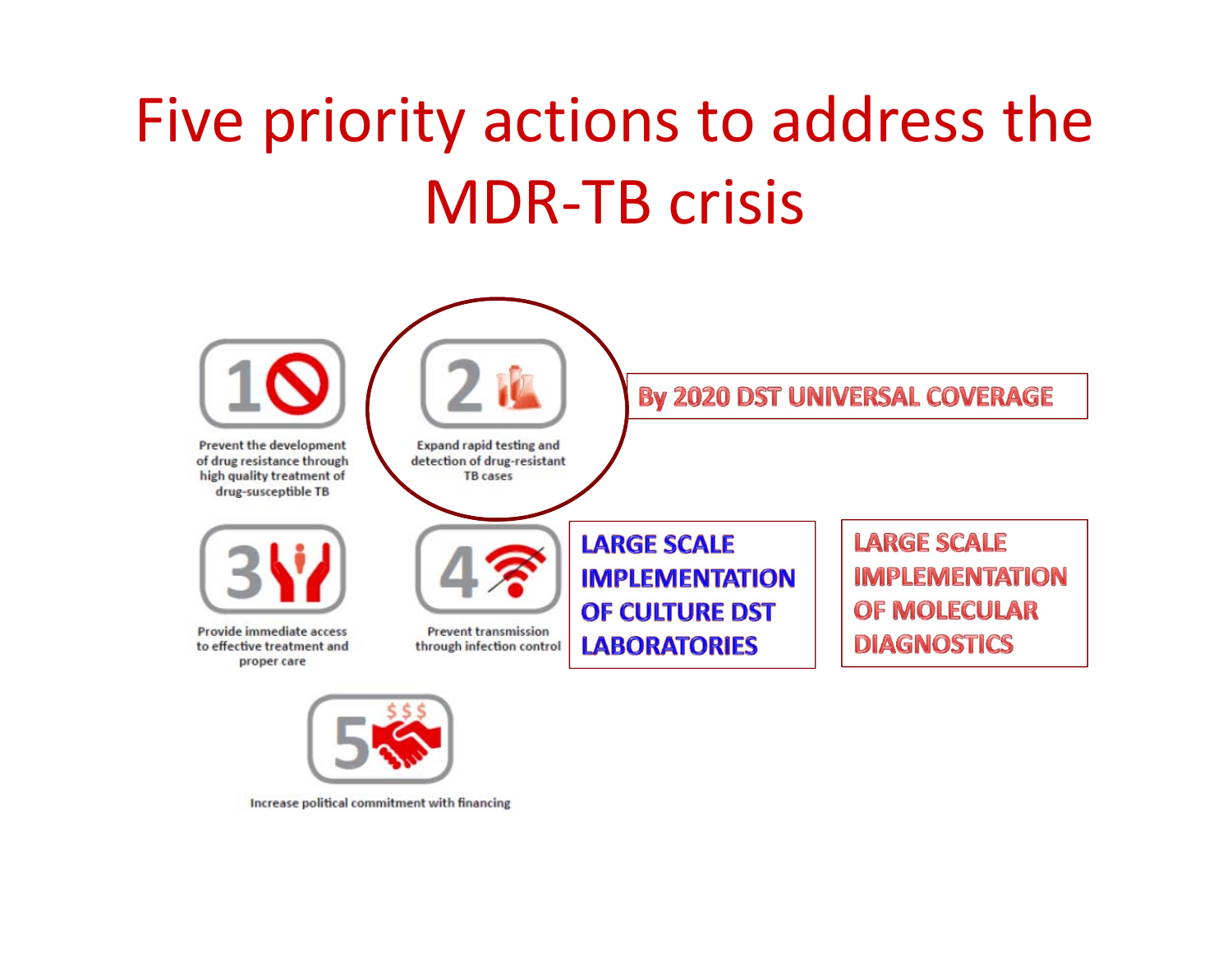# Five priority actions to address the MDR-TB crisis

**1** Prevent the development of drug resistance through high quality treatment of drug-susceptible TB

**2** Expand rapid testing and detection of drug-resistant TB cases

**By 2020 DST UNIVERSAL COVERAGE**

**3** Provide immediate access to effective treatment and proper care

**4** Prevent transmission through infection control

**LARGE SCALE IMPLEMENTATION OF CULTURE DST LABORATORIES**

**LARGE SCALE IMPLEMENTATION OF MOLECULAR DIAGNOSTICS**

**5** Increase political commitment with financing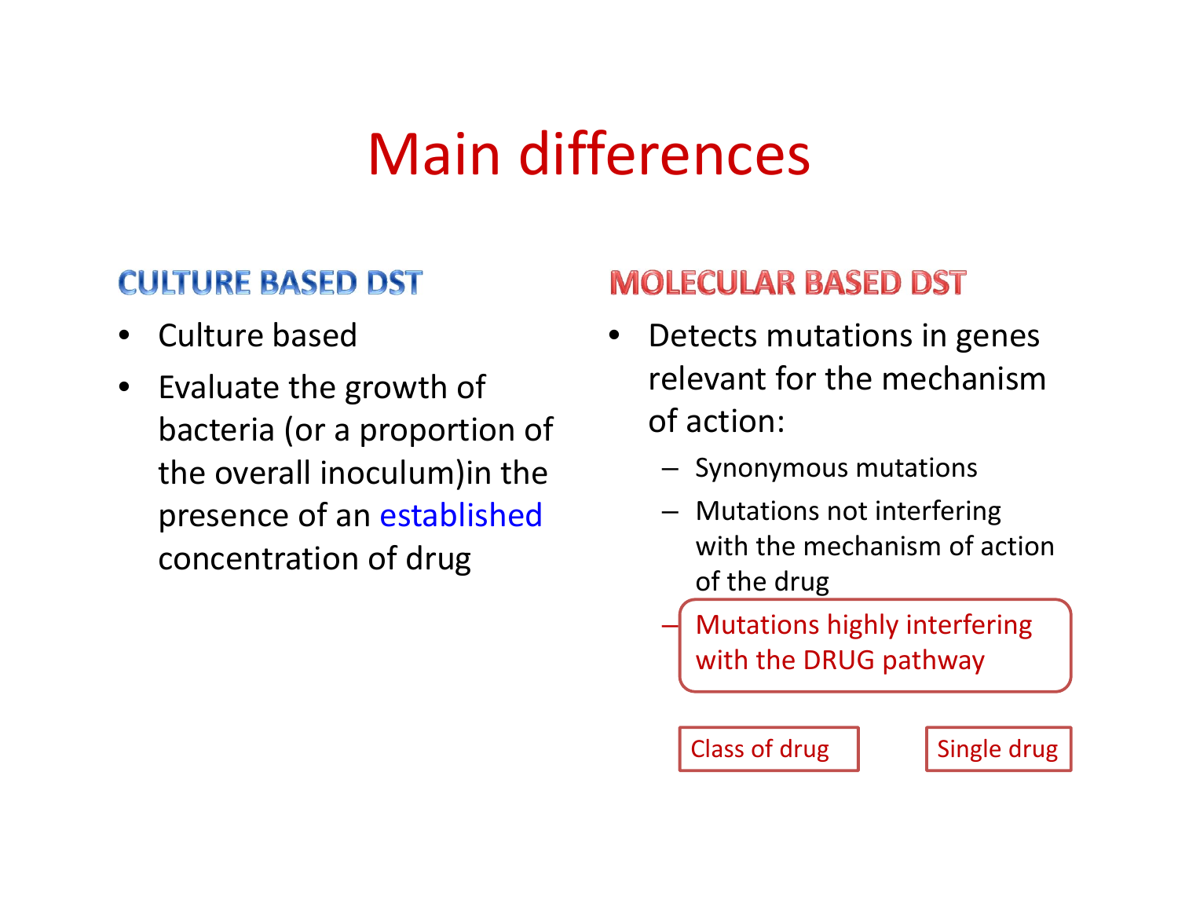# Main differences

## CULTURE BASED DST

- Culture based
- Evaluate the growth of bacteria (or a proportion of the overall inoculum)in the presence of an established concentration of drug

## MOLECULAR BASED DST

- Detects mutations in genes relevant for the mechanism of action:
  - Synonymous mutations
  - Mutations not interfering with the mechanism of action of the drug
  - Mutations highly interfering with the DRUG pathway

Class of drug

Single drug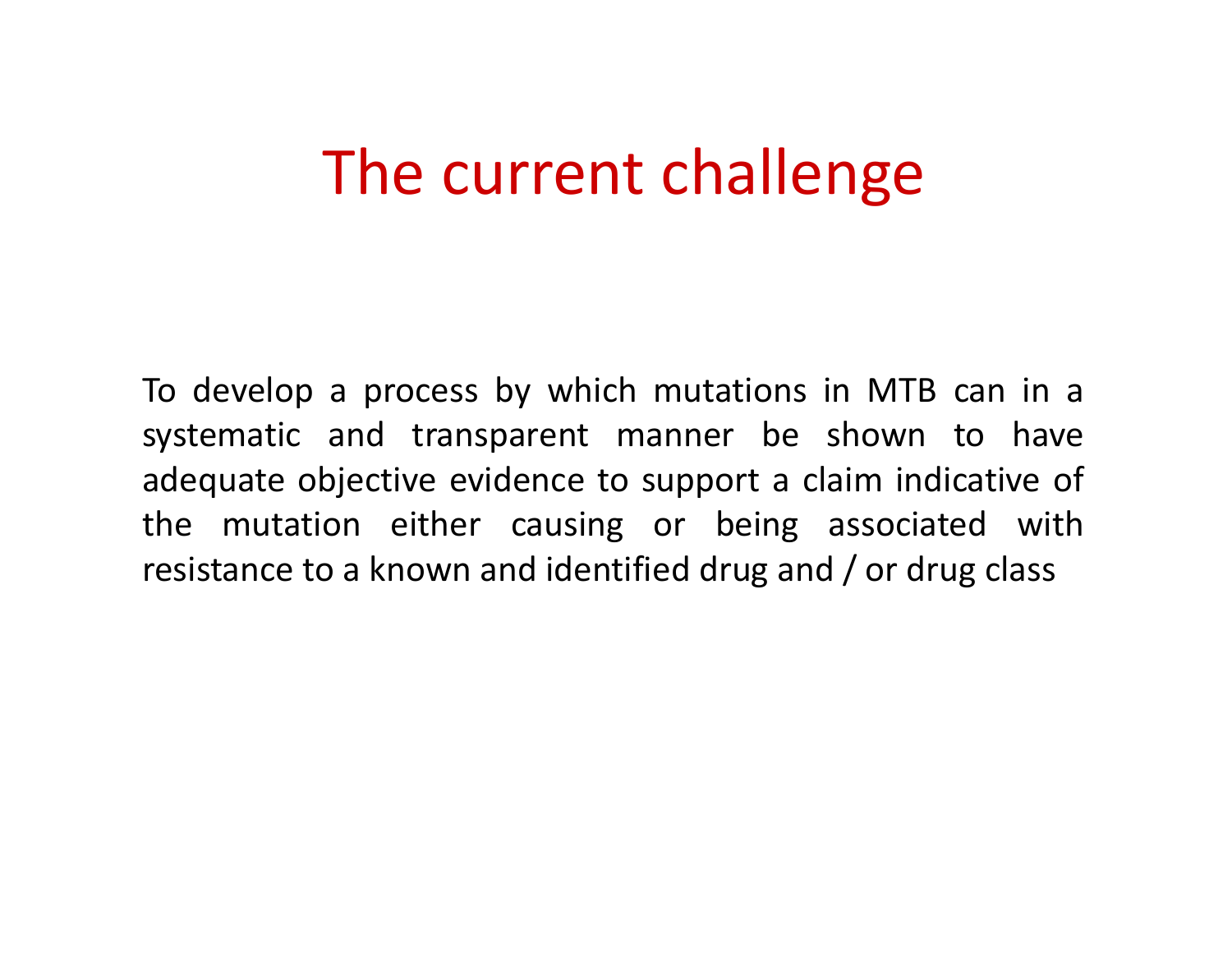# The current challenge

To develop a process by which mutations in MTB can in a systematic and transparent manner be shown to have adequate objective evidence to support a claim indicative of the mutation either causing or being associated with resistance to a known and identified drug and / or drug class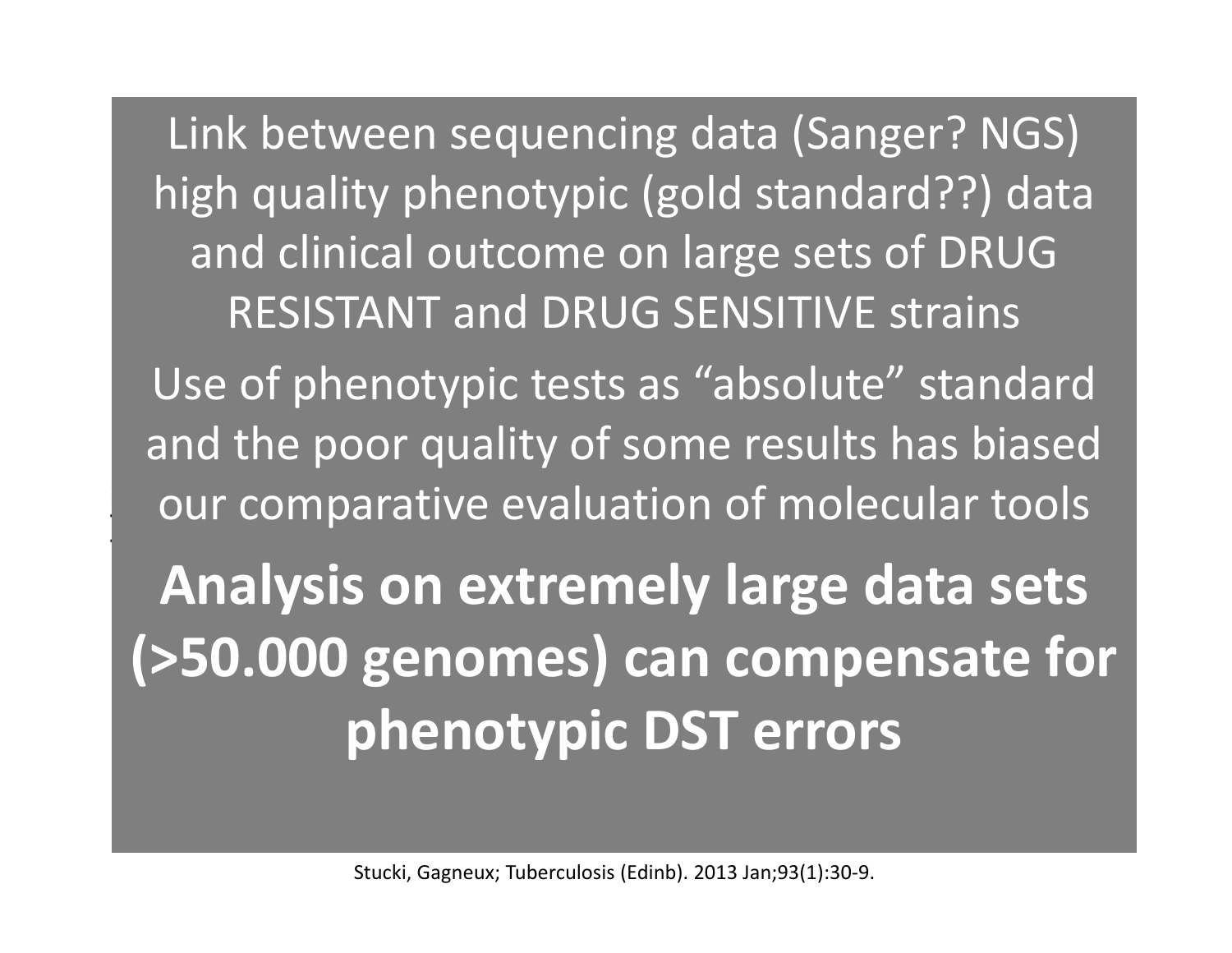Link between sequencing data (Sanger? NGS) high quality phenotypic (gold standard??) data and clinical outcome on large sets of DRUG RESISTANT and DRUG SENSITIVE strains

Use of phenotypic tests as "absolute" standard and the poor quality of some results has biased our comparative evaluation of molecular tools

**Analysis on extremely large data sets (>50.000 genomes) can compensate for phenotypic DST errors**

Stucki, Gagneux; Tuberculosis (Edinb). 2013 Jan;93(1):30-9.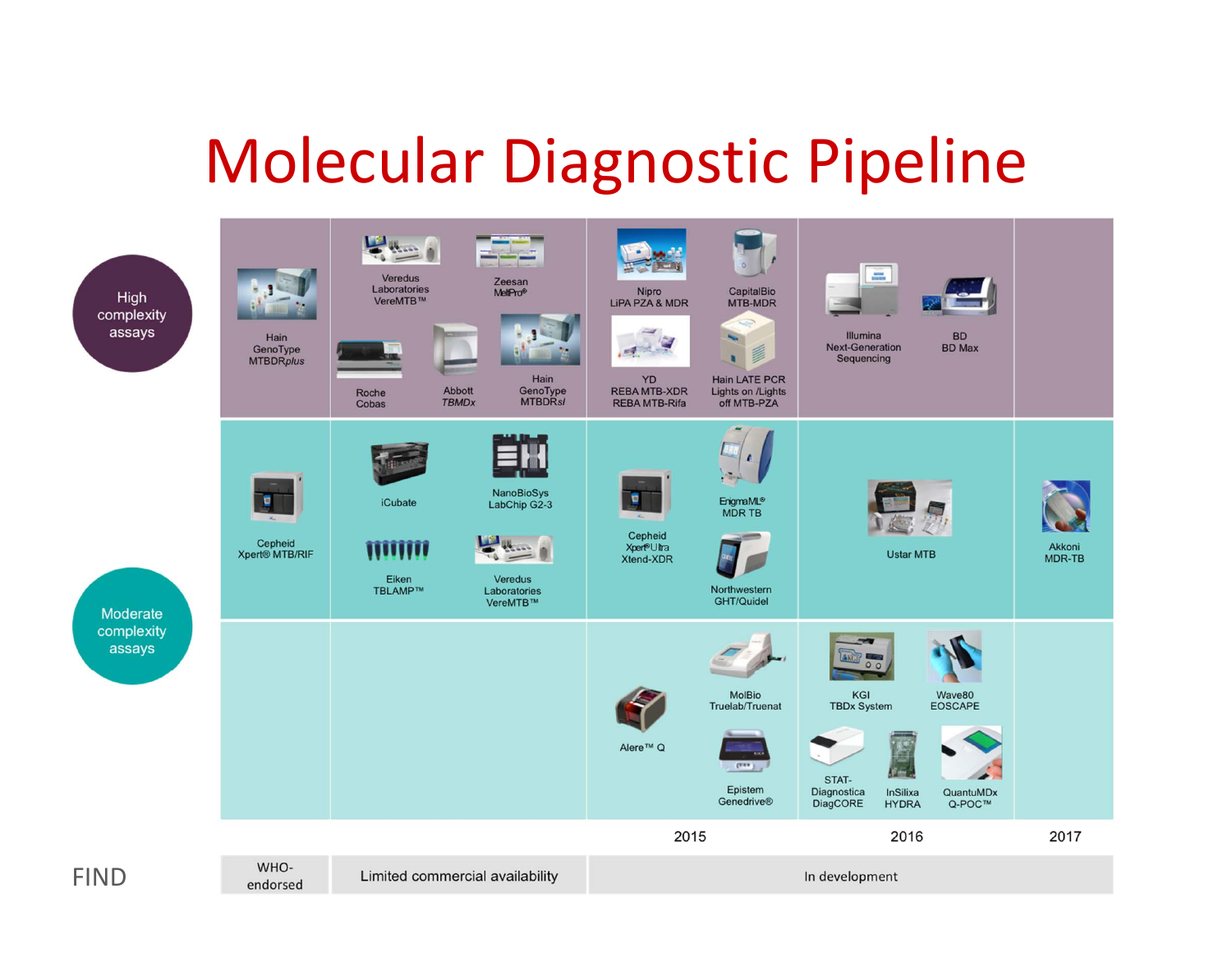# Molecular Diagnostic Pipeline

| | WHO-endorsed | Limited commercial availability | In development (2015) | In development (2016) | In development (2017) |
|---|---|---|---|---|---|
| **High complexity assays** | Hain GenoType MTBDR*plus* | Veredus Laboratories VereMTB™; Zeesan MeltPro®; Roche Cobas; Abbott *TBMDx*; Hain GenoType MTBDR*sl* | Nipro LiPA PZA & MDR; CapitalBio MTB-MDR; YD REBA MTB-XDR REBA MTB-Rifa; Hain LATE PCR Lights on /Lights off MTB-PZA | Illumina Next-Generation Sequencing; BD BD Max | |
| **Moderate complexity assays** | Cepheid Xpert® MTB/RIF | iCubate; NanoBioSys LabChip G2-3; Eiken TBLAMP™; Veredus Laboratories VereMTB™ | Cepheid Xpert® Ultra Xtend-XDR; EnigmaML® MDR TB; Northwestern GHT/Quidel | Ustar MTB | Akkoni MDR-TB |
| | | | Alere™ Q; MolBio Truelab/Truenat; Epistem Genedrive® | KGI TBDx System; Wave80 EOSCAPE; STAT-Diagnostica DiagCORE; InSilixa HYDRA; QuantuMDx Q-POC™ | |

FIND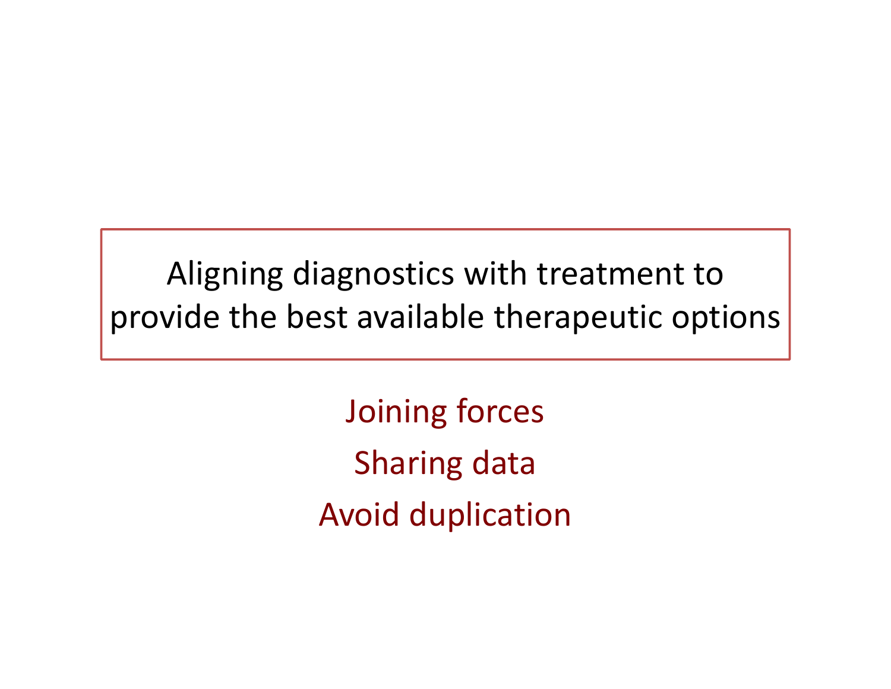Aligning diagnostics with treatment to provide the best available therapeutic options

Joining forces

Sharing data

Avoid duplication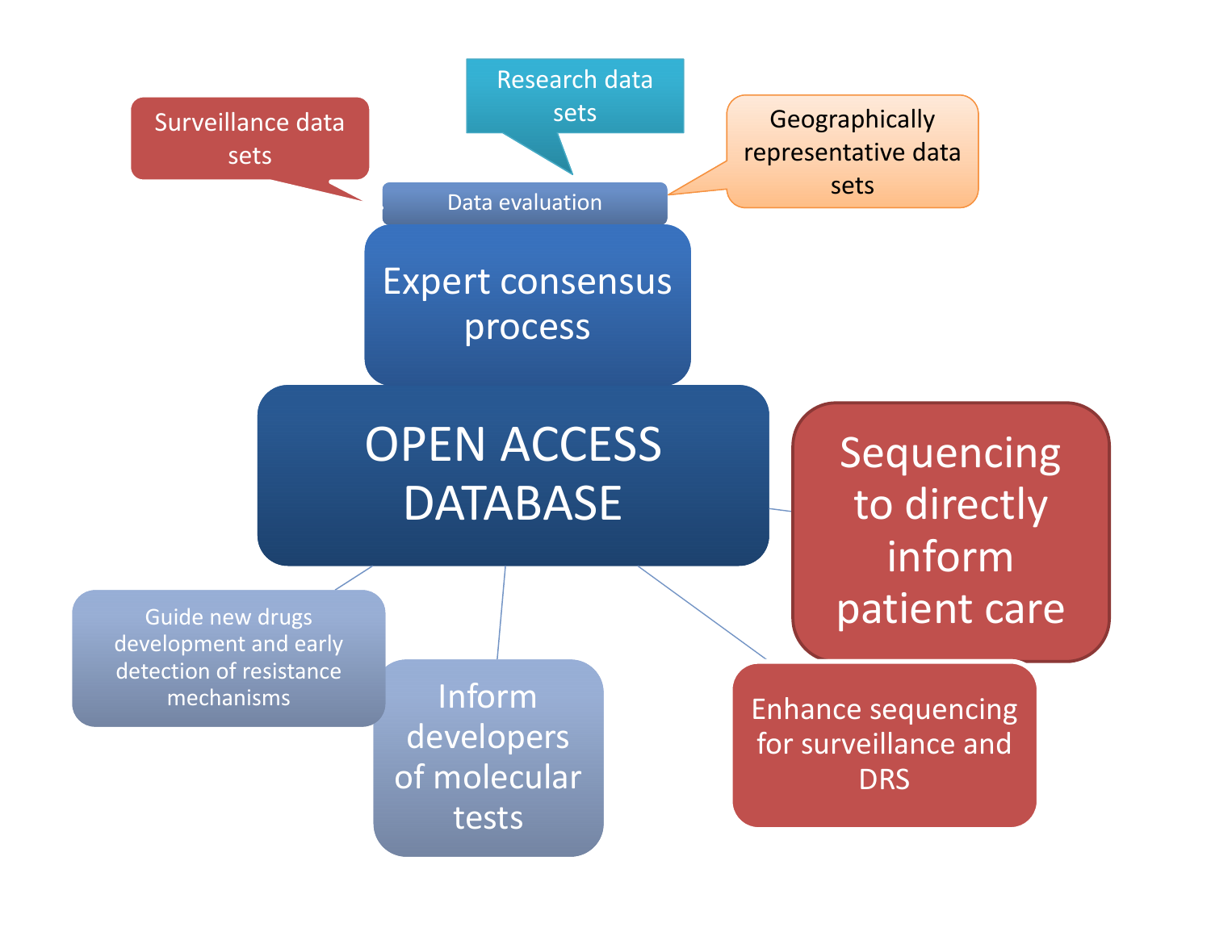Surveillance data sets

Research data sets

Geographically representative data sets

Data evaluation

Expert consensus process

OPEN ACCESS DATABASE

Sequencing to directly inform patient care

Guide new drugs development and early detection of resistance mechanisms

Inform developers of molecular tests

Enhance sequencing for surveillance and DRS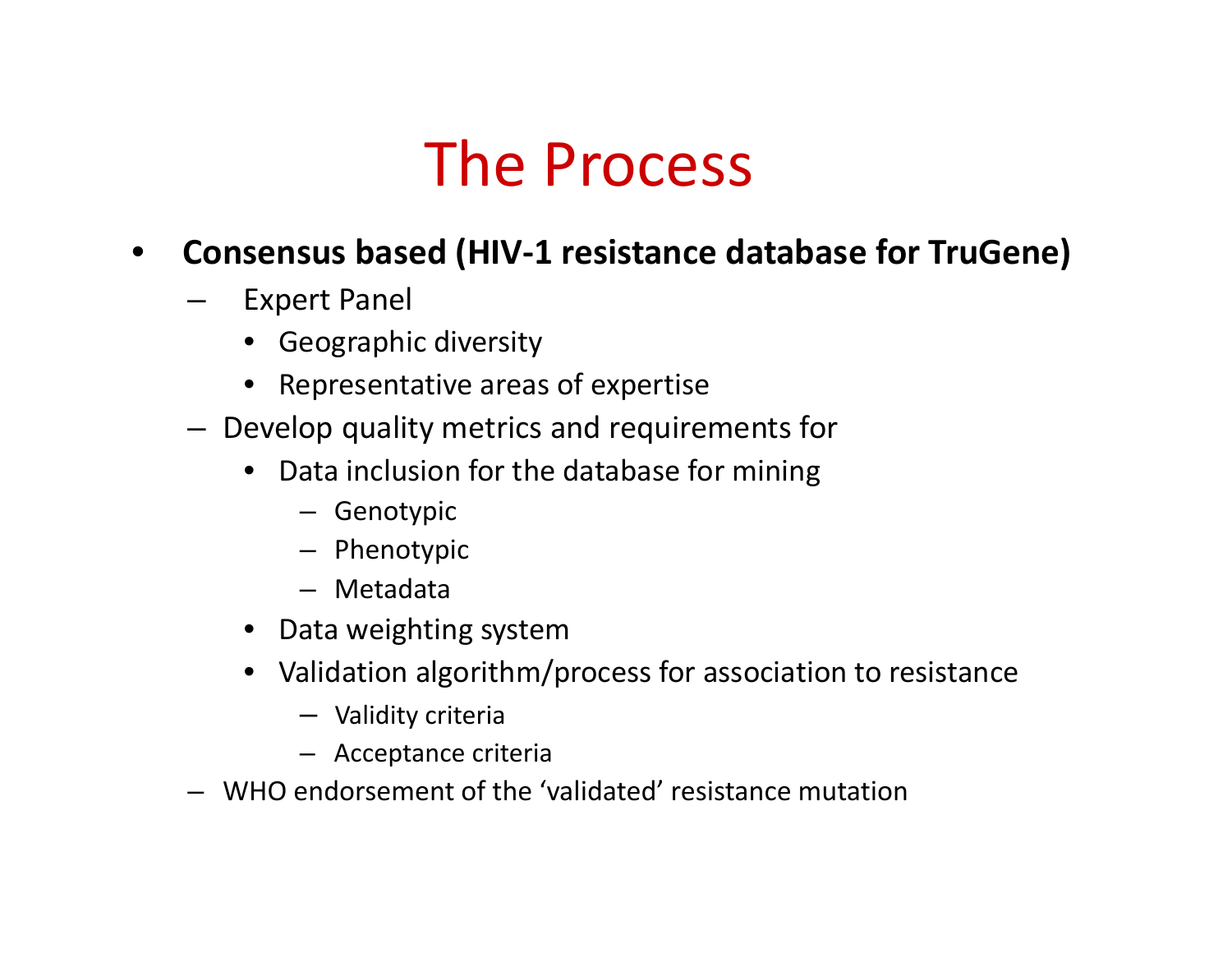# The Process

- **Consensus based (HIV-1 resistance database for TruGene)**
  - Expert Panel
    - Geographic diversity
    - Representative areas of expertise
  - Develop quality metrics and requirements for
    - Data inclusion for the database for mining
      - Genotypic
      - Phenotypic
      - Metadata
    - Data weighting system
    - Validation algorithm/process for association to resistance
      - Validity criteria
      - Acceptance criteria
  - WHO endorsement of the 'validated' resistance mutation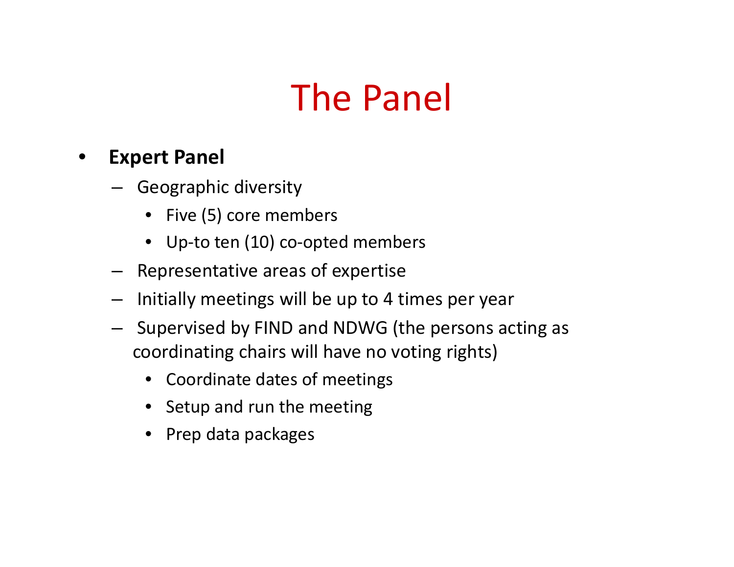# The Panel

- **Expert Panel**
  - Geographic diversity
    - Five (5) core members
    - Up-to ten (10) co-opted members
  - Representative areas of expertise
  - Initially meetings will be up to 4 times per year
  - Supervised by FIND and NDWG (the persons acting as coordinating chairs will have no voting rights)
    - Coordinate dates of meetings
    - Setup and run the meeting
    - Prep data packages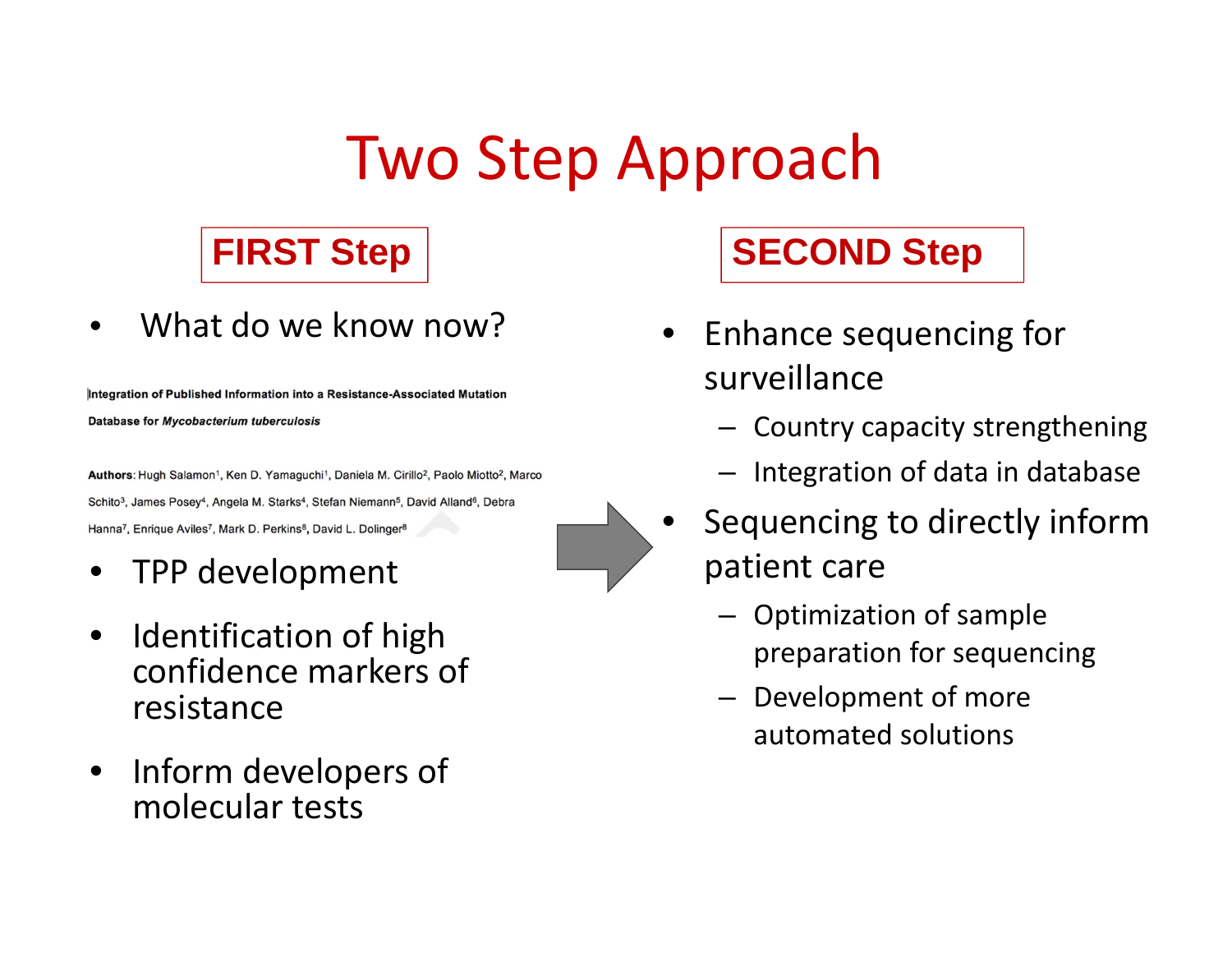# Two Step Approach

## FIRST Step

- What do we know now?

**Integration of Published Information into a Resistance-Associated Mutation Database for *Mycobacterium tuberculosis***

**Authors**: Hugh Salamon[1], Ken D. Yamaguchi[1], Daniela M. Cirillo[2], Paolo Miotto[2], Marco Schito[3], James Posey[4], Angela M. Starks[4], Stefan Niemann[5], David Alland[6], Debra Hanna[7], Enrique Aviles[7], Mark D. Perkins[8], David L. Dolinger[8]

- TPP development
- Identification of high confidence markers of resistance
- Inform developers of molecular tests

## SECOND Step

- Enhance sequencing for surveillance
  - Country capacity strengthening
  - Integration of data in database
- Sequencing to directly inform patient care
  - Optimization of sample preparation for sequencing
  - Development of more automated solutions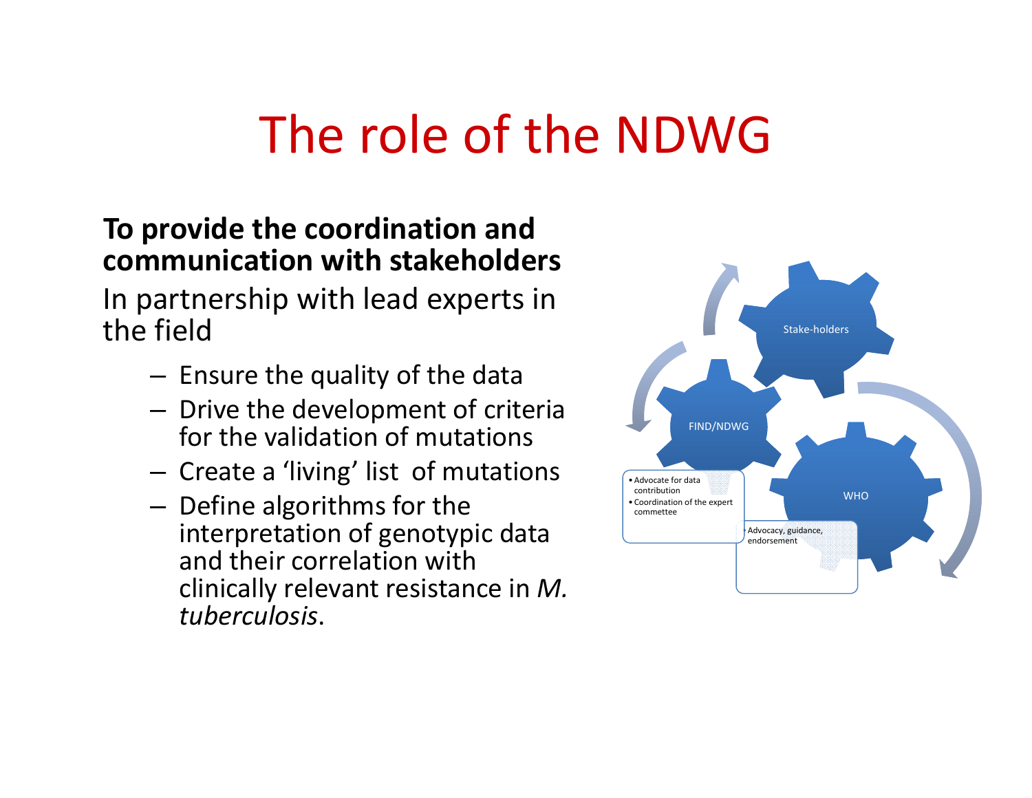# The role of the NDWG

**To provide the coordination and communication with stakeholders**

In partnership with lead experts in the field

- Ensure the quality of the data
- Drive the development of criteria for the validation of mutations
- Create a 'living' list of mutations
- Define algorithms for the interpretation of genotypic data and their correlation with clinically relevant resistance in *M. tuberculosis*.

Stake-holders

FIND/NDWG

- Advocate for data contribution
- Coordination of the expert commettee

WHO

Advocacy, guidance, endorsement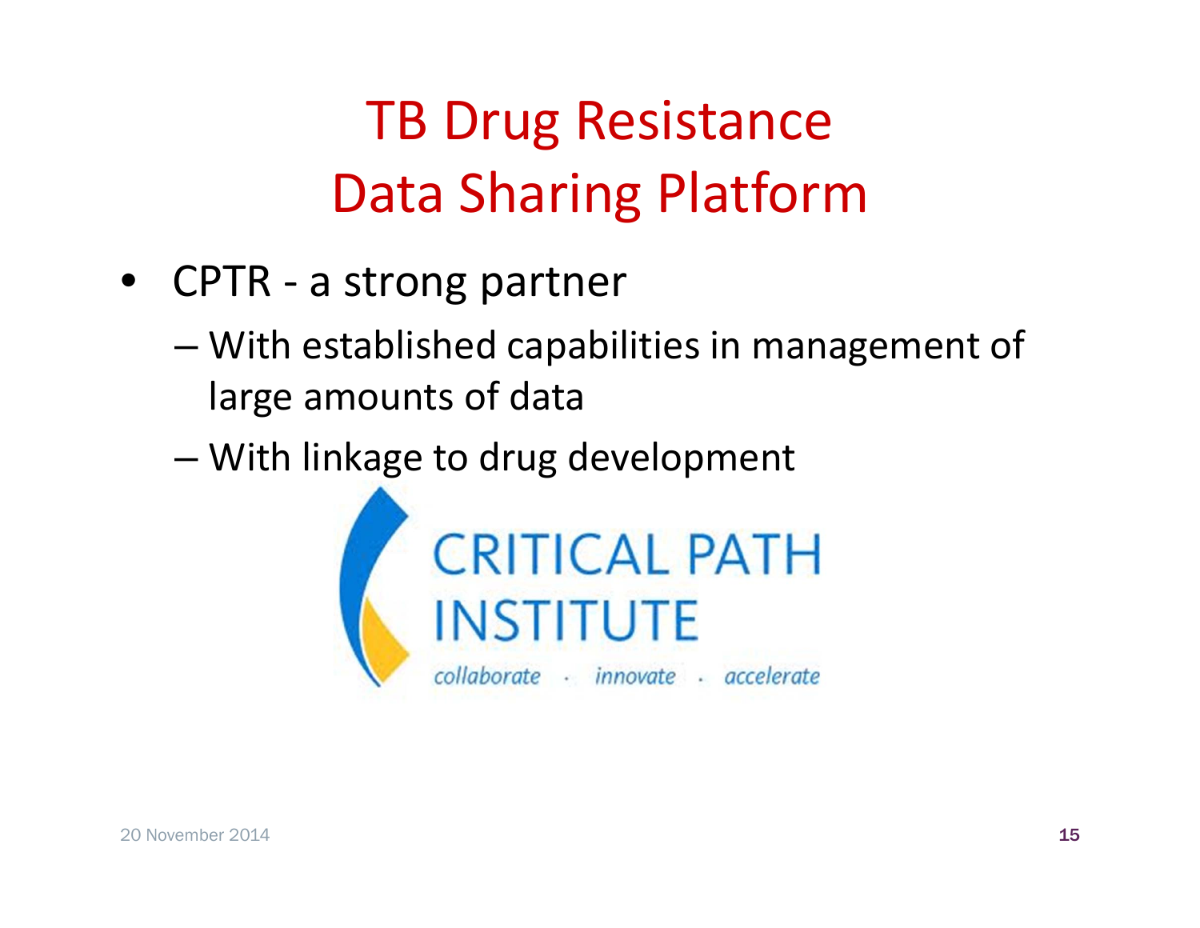# TB Drug Resistance Data Sharing Platform

- CPTR - a strong partner
  - With established capabilities in management of large amounts of data
  - With linkage to drug development

CRITICAL PATH INSTITUTE

*collaborate · innovate · accelerate*

20 November 2014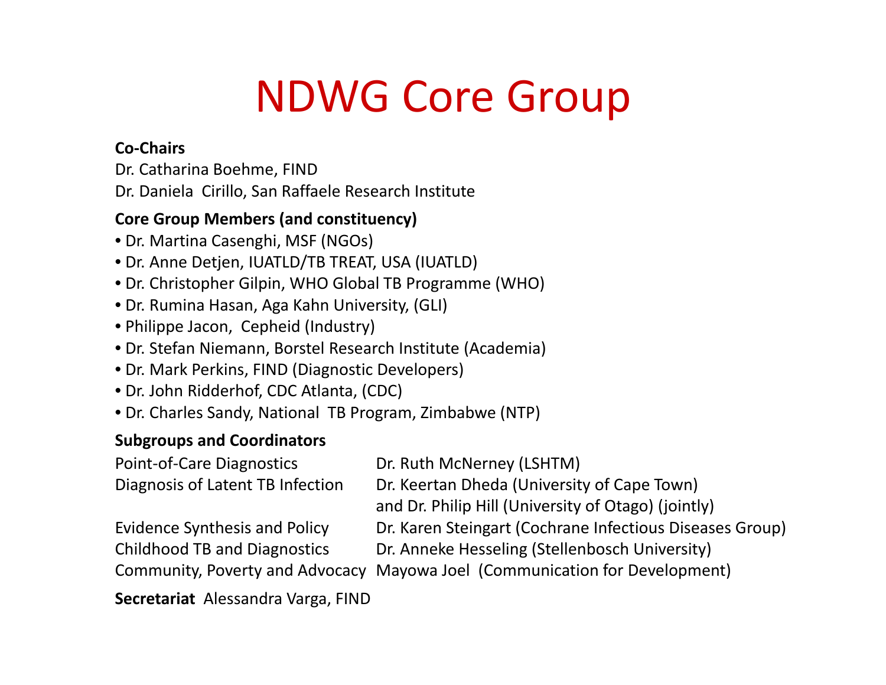# NDWG Core Group

**Co-Chairs**

Dr. Catharina Boehme, FIND

Dr. Daniela Cirillo, San Raffaele Research Institute

**Core Group Members (and constituency)**

- Dr. Martina Casenghi, MSF (NGOs)
- Dr. Anne Detjen, IUATLD/TB TREAT, USA (IUATLD)
- Dr. Christopher Gilpin, WHO Global TB Programme (WHO)
- Dr. Rumina Hasan, Aga Kahn University, (GLI)
- Philippe Jacon, Cepheid (Industry)
- Dr. Stefan Niemann, Borstel Research Institute (Academia)
- Dr. Mark Perkins, FIND (Diagnostic Developers)
- Dr. John Ridderhof, CDC Atlanta, (CDC)
- Dr. Charles Sandy, National TB Program, Zimbabwe (NTP)

**Subgroups and Coordinators**

| | |
|---|---|
| Point-of-Care Diagnostics | Dr. Ruth McNerney (LSHTM) |
| Diagnosis of Latent TB Infection | Dr. Keertan Dheda (University of Cape Town) and Dr. Philip Hill (University of Otago) (jointly) |
| Evidence Synthesis and Policy | Dr. Karen Steingart (Cochrane Infectious Diseases Group) |
| Childhood TB and Diagnostics | Dr. Anneke Hesseling (Stellenbosch University) |
| Community, Poverty and Advocacy | Mayowa Joel (Communication for Development) |

**Secretariat** Alessandra Varga, FIND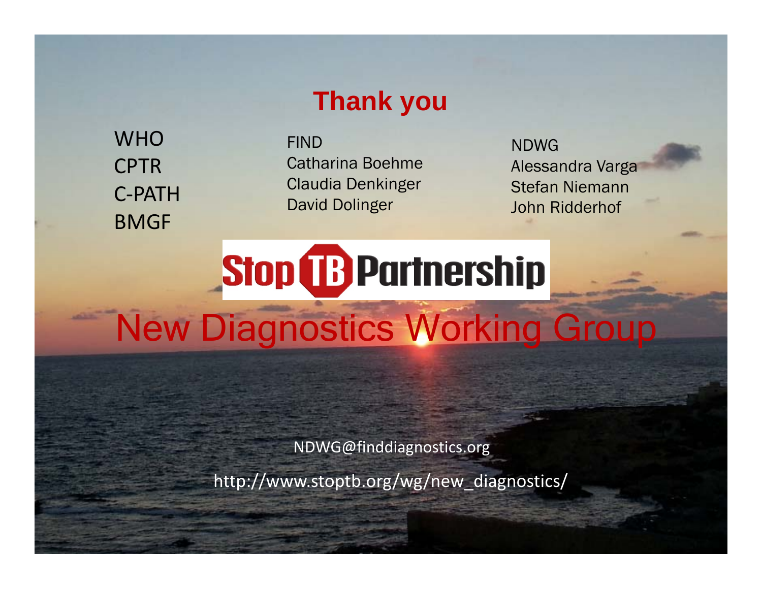# Thank you

WHO
CPTR
C-PATH
BMGF

FIND
Catharina Boehme
Claudia Denkinger
David Dolinger

NDWG
Alessandra Varga
Stefan Niemann
John Ridderhof

Stop TB Partnership

New Diagnostics Working Group

NDWG@finddiagnostics.org

http://www.stoptb.org/wg/new_diagnostics/